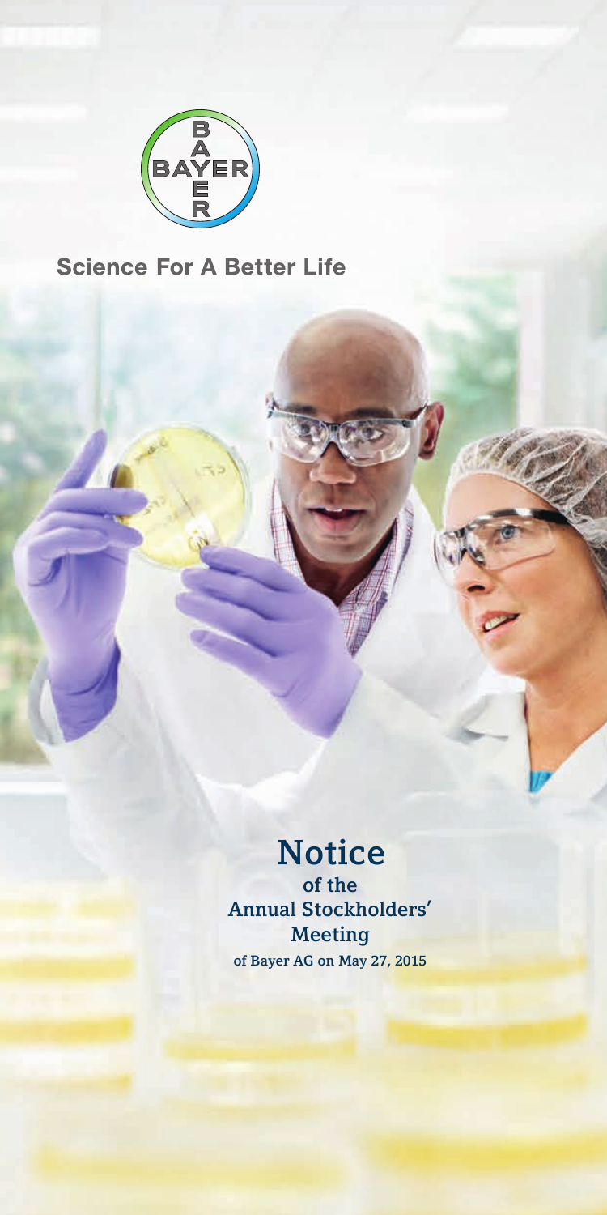BAYER

Science For A Better Life

# Notice

of the
Annual Stockholders' Meeting
of Bayer AG on May 27, 2015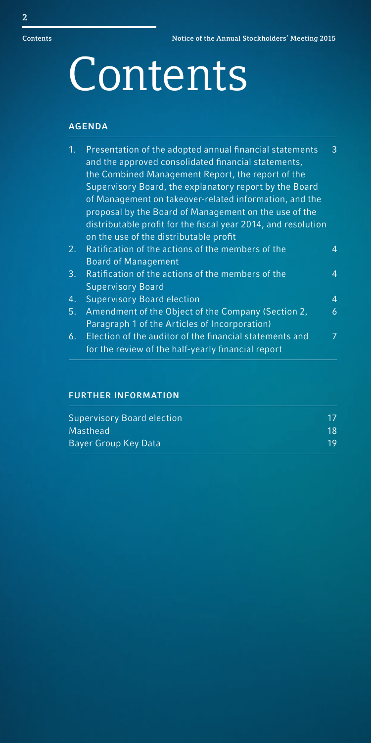# Contents

## AGENDA

| | | |
|---|---|---|
| 1. | Presentation of the adopted annual financial statements and the approved consolidated financial statements, the Combined Management Report, the report of the Supervisory Board, the explanatory report by the Board of Management on takeover-related information, and the proposal by the Board of Management on the use of the distributable profit for the fiscal year 2014, and resolution on the use of the distributable profit | 3 |
| 2. | Ratification of the actions of the members of the Board of Management | 4 |
| 3. | Ratification of the actions of the members of the Supervisory Board | 4 |
| 4. | Supervisory Board election | 4 |
| 5. | Amendment of the Object of the Company (Section 2, Paragraph 1 of the Articles of Incorporation) | 6 |
| 6. | Election of the auditor of the financial statements and for the review of the half-yearly financial report | 7 |

## FURTHER INFORMATION

| | |
|---|---|
| Supervisory Board election | 17 |
| Masthead | 18 |
| Bayer Group Key Data | 19 |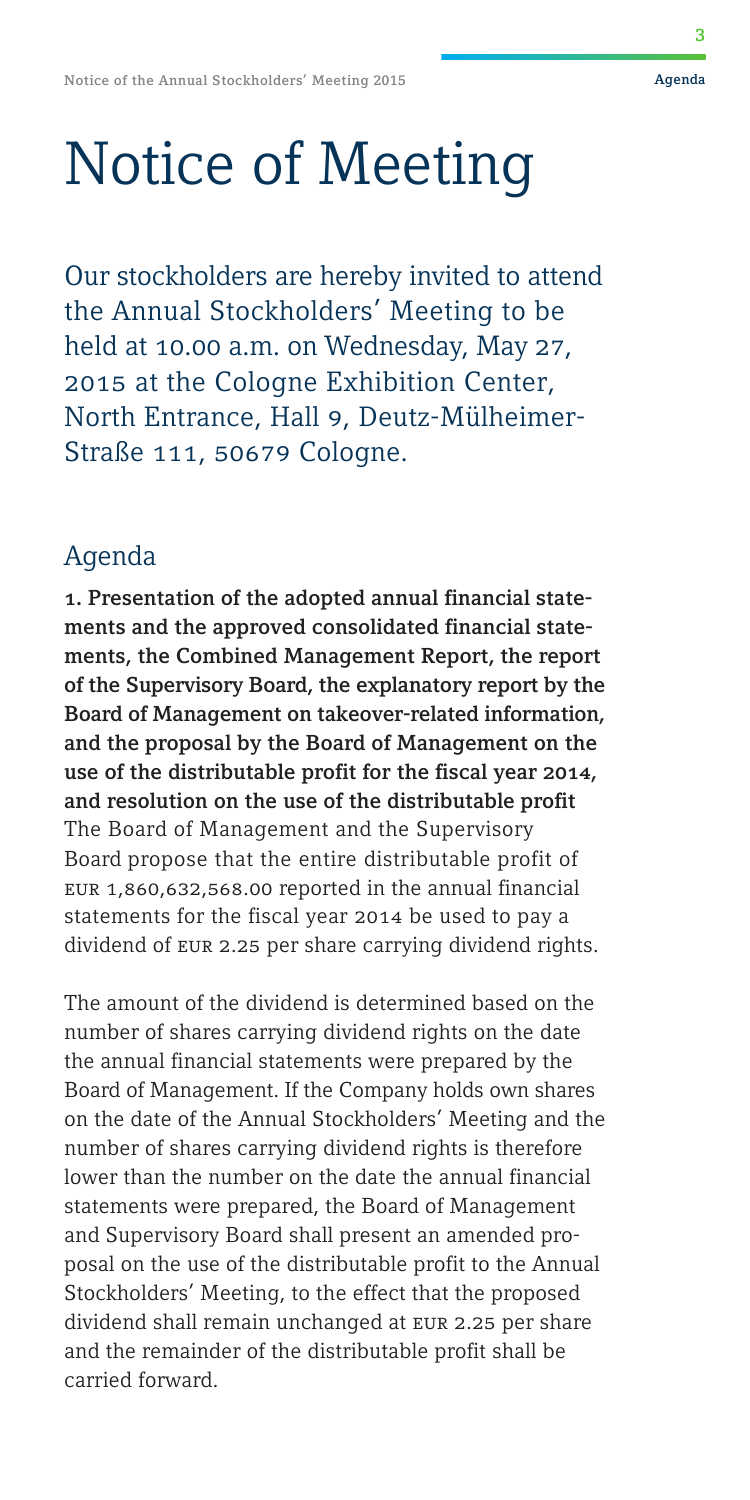# Notice of Meeting

Our stockholders are hereby invited to attend the Annual Stockholders' Meeting to be held at 10.00 a.m. on Wednesday, May 27, 2015 at the Cologne Exhibition Center, North Entrance, Hall 9, Deutz-Mülheimer-Straße 111, 50679 Cologne.

## Agenda

**1. Presentation of the adopted annual financial statements and the approved consolidated financial statements, the Combined Management Report, the report of the Supervisory Board, the explanatory report by the Board of Management on takeover-related information, and the proposal by the Board of Management on the use of the distributable profit for the fiscal year 2014, and resolution on the use of the distributable profit**

The Board of Management and the Supervisory Board propose that the entire distributable profit of EUR 1,860,632,568.00 reported in the annual financial statements for the fiscal year 2014 be used to pay a dividend of EUR 2.25 per share carrying dividend rights.

The amount of the dividend is determined based on the number of shares carrying dividend rights on the date the annual financial statements were prepared by the Board of Management. If the Company holds own shares on the date of the Annual Stockholders' Meeting and the number of shares carrying dividend rights is therefore lower than the number on the date the annual financial statements were prepared, the Board of Management and Supervisory Board shall present an amended proposal on the use of the distributable profit to the Annual Stockholders' Meeting, to the effect that the proposed dividend shall remain unchanged at EUR 2.25 per share and the remainder of the distributable profit shall be carried forward.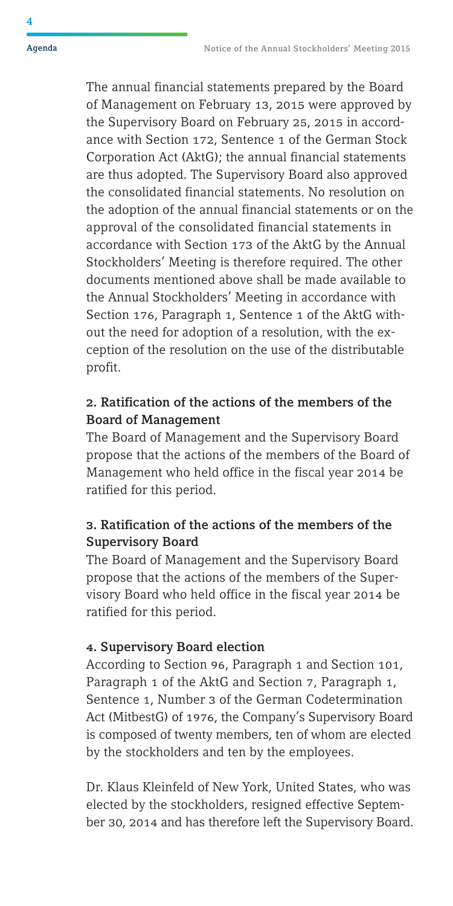The annual financial statements prepared by the Board of Management on February 13, 2015 were approved by the Supervisory Board on February 25, 2015 in accordance with Section 172, Sentence 1 of the German Stock Corporation Act (AktG); the annual financial statements are thus adopted. The Supervisory Board also approved the consolidated financial statements. No resolution on the adoption of the annual financial statements or on the approval of the consolidated financial statements in accordance with Section 173 of the AktG by the Annual Stockholders' Meeting is therefore required. The other documents mentioned above shall be made available to the Annual Stockholders' Meeting in accordance with Section 176, Paragraph 1, Sentence 1 of the AktG without the need for adoption of a resolution, with the exception of the resolution on the use of the distributable profit.

### 2. Ratification of the actions of the members of the Board of Management

The Board of Management and the Supervisory Board propose that the actions of the members of the Board of Management who held office in the fiscal year 2014 be ratified for this period.

### 3. Ratification of the actions of the members of the Supervisory Board

The Board of Management and the Supervisory Board propose that the actions of the members of the Supervisory Board who held office in the fiscal year 2014 be ratified for this period.

### 4. Supervisory Board election

According to Section 96, Paragraph 1 and Section 101, Paragraph 1 of the AktG and Section 7, Paragraph 1, Sentence 1, Number 3 of the German Codetermination Act (MitbestG) of 1976, the Company's Supervisory Board is composed of twenty members, ten of whom are elected by the stockholders and ten by the employees.

Dr. Klaus Kleinfeld of New York, United States, who was elected by the stockholders, resigned effective September 30, 2014 and has therefore left the Supervisory Board.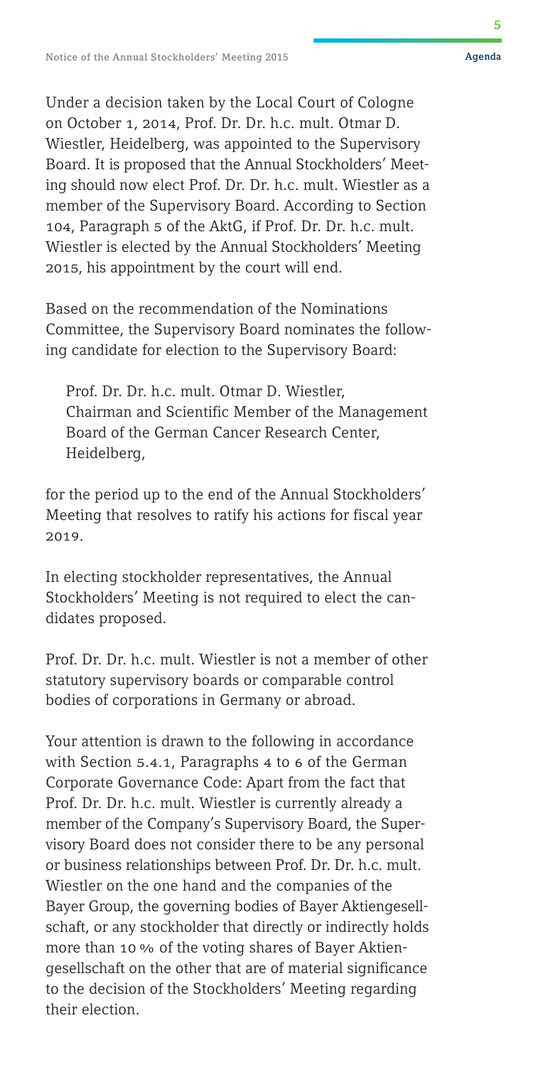Under a decision taken by the Local Court of Cologne on October 1, 2014, Prof. Dr. Dr. h.c. mult. Otmar D. Wiestler, Heidelberg, was appointed to the Supervisory Board. It is proposed that the Annual Stockholders' Meeting should now elect Prof. Dr. Dr. h.c. mult. Wiestler as a member of the Supervisory Board. According to Section 104, Paragraph 5 of the AktG, if Prof. Dr. Dr. h.c. mult. Wiestler is elected by the Annual Stockholders' Meeting 2015, his appointment by the court will end.

Based on the recommendation of the Nominations Committee, the Supervisory Board nominates the following candidate for election to the Supervisory Board:

> Prof. Dr. Dr. h.c. mult. Otmar D. Wiestler,
> Chairman and Scientific Member of the Management Board of the German Cancer Research Center, Heidelberg,

for the period up to the end of the Annual Stockholders' Meeting that resolves to ratify his actions for fiscal year 2019.

In electing stockholder representatives, the Annual Stockholders' Meeting is not required to elect the candidates proposed.

Prof. Dr. Dr. h.c. mult. Wiestler is not a member of other statutory supervisory boards or comparable control bodies of corporations in Germany or abroad.

Your attention is drawn to the following in accordance with Section 5.4.1, Paragraphs 4 to 6 of the German Corporate Governance Code: Apart from the fact that Prof. Dr. Dr. h.c. mult. Wiestler is currently already a member of the Company's Supervisory Board, the Supervisory Board does not consider there to be any personal or business relationships between Prof. Dr. Dr. h.c. mult. Wiestler on the one hand and the companies of the Bayer Group, the governing bodies of Bayer Aktiengesellschaft, or any stockholder that directly or indirectly holds more than 10 % of the voting shares of Bayer Aktiengesellschaft on the other that are of material significance to the decision of the Stockholders' Meeting regarding their election.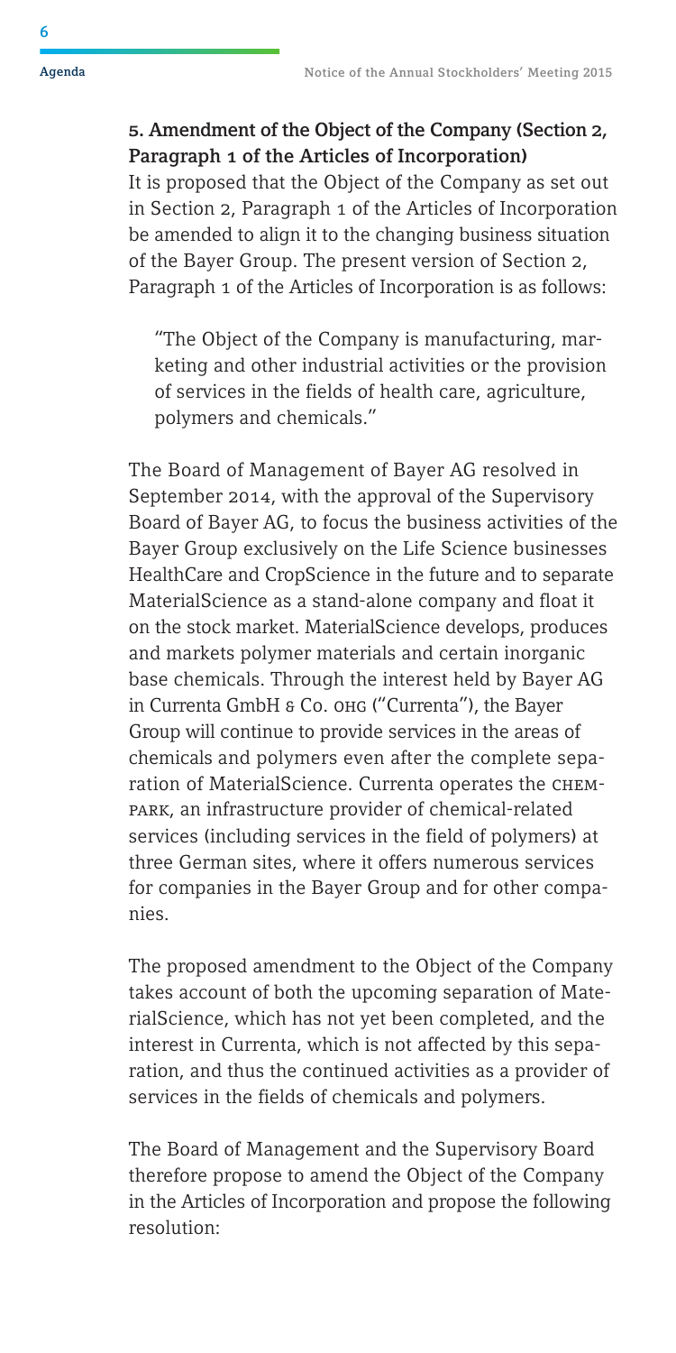### 5. Amendment of the Object of the Company (Section 2, Paragraph 1 of the Articles of Incorporation)

It is proposed that the Object of the Company as set out in Section 2, Paragraph 1 of the Articles of Incorporation be amended to align it to the changing business situation of the Bayer Group. The present version of Section 2, Paragraph 1 of the Articles of Incorporation is as follows:

> "The Object of the Company is manufacturing, marketing and other industrial activities or the provision of services in the fields of health care, agriculture, polymers and chemicals."

The Board of Management of Bayer AG resolved in September 2014, with the approval of the Supervisory Board of Bayer AG, to focus the business activities of the Bayer Group exclusively on the Life Science businesses HealthCare and CropScience in the future and to separate MaterialScience as a stand-alone company and float it on the stock market. MaterialScience develops, produces and markets polymer materials and certain inorganic base chemicals. Through the interest held by Bayer AG in Currenta GmbH & Co. OHG ("Currenta"), the Bayer Group will continue to provide services in the areas of chemicals and polymers even after the complete separation of MaterialScience. Currenta operates the CHEMPARK, an infrastructure provider of chemical-related services (including services in the field of polymers) at three German sites, where it offers numerous services for companies in the Bayer Group and for other companies.

The proposed amendment to the Object of the Company takes account of both the upcoming separation of MaterialScience, which has not yet been completed, and the interest in Currenta, which is not affected by this separation, and thus the continued activities as a provider of services in the fields of chemicals and polymers.

The Board of Management and the Supervisory Board therefore propose to amend the Object of the Company in the Articles of Incorporation and propose the following resolution: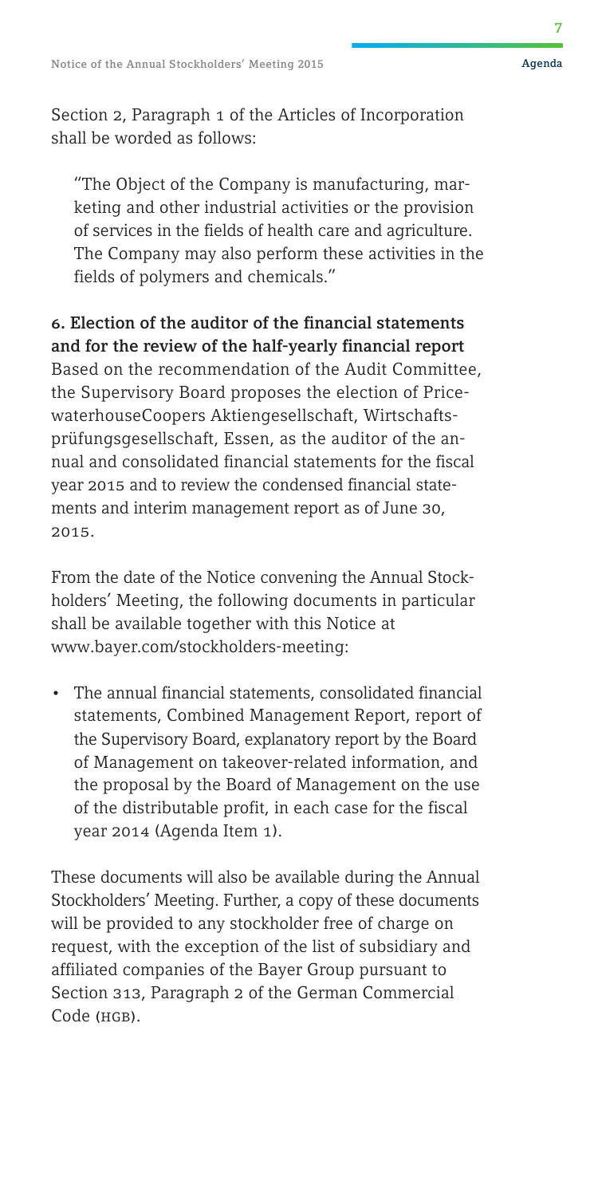Section 2, Paragraph 1 of the Articles of Incorporation shall be worded as follows:

> "The Object of the Company is manufacturing, marketing and other industrial activities or the provision of services in the fields of health care and agriculture. The Company may also perform these activities in the fields of polymers and chemicals."

**6. Election of the auditor of the financial statements and for the review of the half-yearly financial report**

Based on the recommendation of the Audit Committee, the Supervisory Board proposes the election of PricewaterhouseCoopers Aktiengesellschaft, Wirtschaftsprüfungsgesellschaft, Essen, as the auditor of the annual and consolidated financial statements for the fiscal year 2015 and to review the condensed financial statements and interim management report as of June 30, 2015.

From the date of the Notice convening the Annual Stockholders' Meeting, the following documents in particular shall be available together with this Notice at www.bayer.com/stockholders-meeting:

- The annual financial statements, consolidated financial statements, Combined Management Report, report of the Supervisory Board, explanatory report by the Board of Management on takeover-related information, and the proposal by the Board of Management on the use of the distributable profit, in each case for the fiscal year 2014 (Agenda Item 1).

These documents will also be available during the Annual Stockholders' Meeting. Further, a copy of these documents will be provided to any stockholder free of charge on request, with the exception of the list of subsidiary and affiliated companies of the Bayer Group pursuant to Section 313, Paragraph 2 of the German Commercial Code (HGB).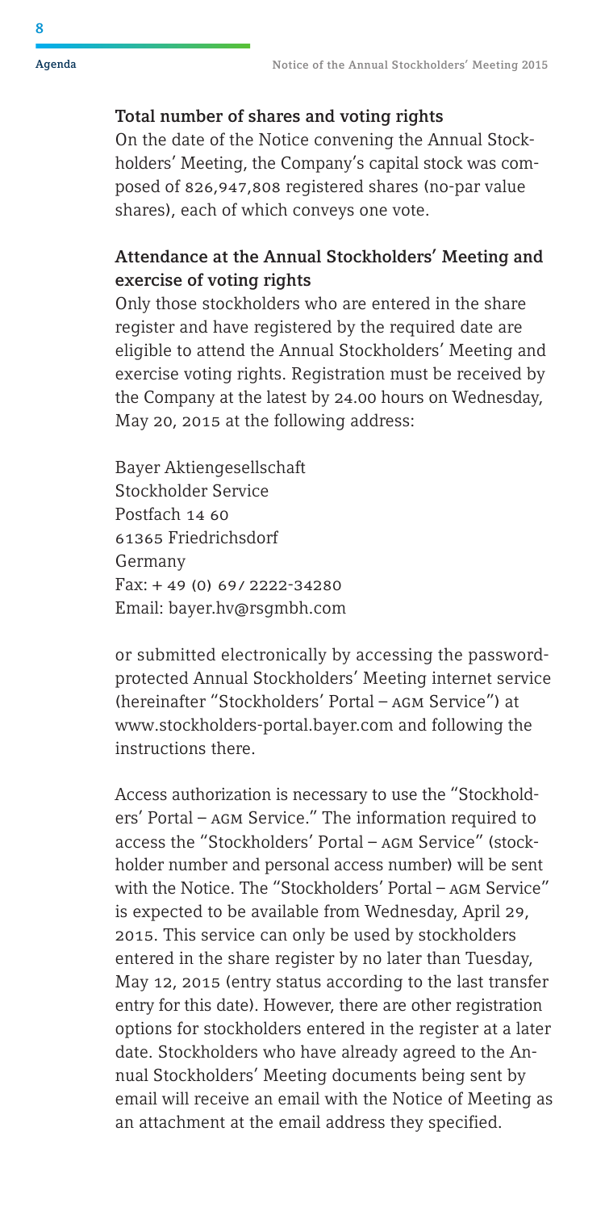### Total number of shares and voting rights

On the date of the Notice convening the Annual Stockholders' Meeting, the Company's capital stock was composed of 826,947,808 registered shares (no-par value shares), each of which conveys one vote.

### Attendance at the Annual Stockholders' Meeting and exercise of voting rights

Only those stockholders who are entered in the share register and have registered by the required date are eligible to attend the Annual Stockholders' Meeting and exercise voting rights. Registration must be received by the Company at the latest by 24.00 hours on Wednesday, May 20, 2015 at the following address:

Bayer Aktiengesellschaft
Stockholder Service
Postfach 14 60
61365 Friedrichsdorf
Germany
Fax: + 49 (0) 69 / 2222-34280
Email: bayer.hv@rsgmbh.com

or submitted electronically by accessing the password-protected Annual Stockholders' Meeting internet service (hereinafter "Stockholders' Portal – AGM Service") at www.stockholders-portal.bayer.com and following the instructions there.

Access authorization is necessary to use the "Stockholders' Portal – AGM Service." The information required to access the "Stockholders' Portal – AGM Service" (stockholder number and personal access number) will be sent with the Notice. The "Stockholders' Portal – AGM Service" is expected to be available from Wednesday, April 29, 2015. This service can only be used by stockholders entered in the share register by no later than Tuesday, May 12, 2015 (entry status according to the last transfer entry for this date). However, there are other registration options for stockholders entered in the register at a later date. Stockholders who have already agreed to the Annual Stockholders' Meeting documents being sent by email will receive an email with the Notice of Meeting as an attachment at the email address they specified.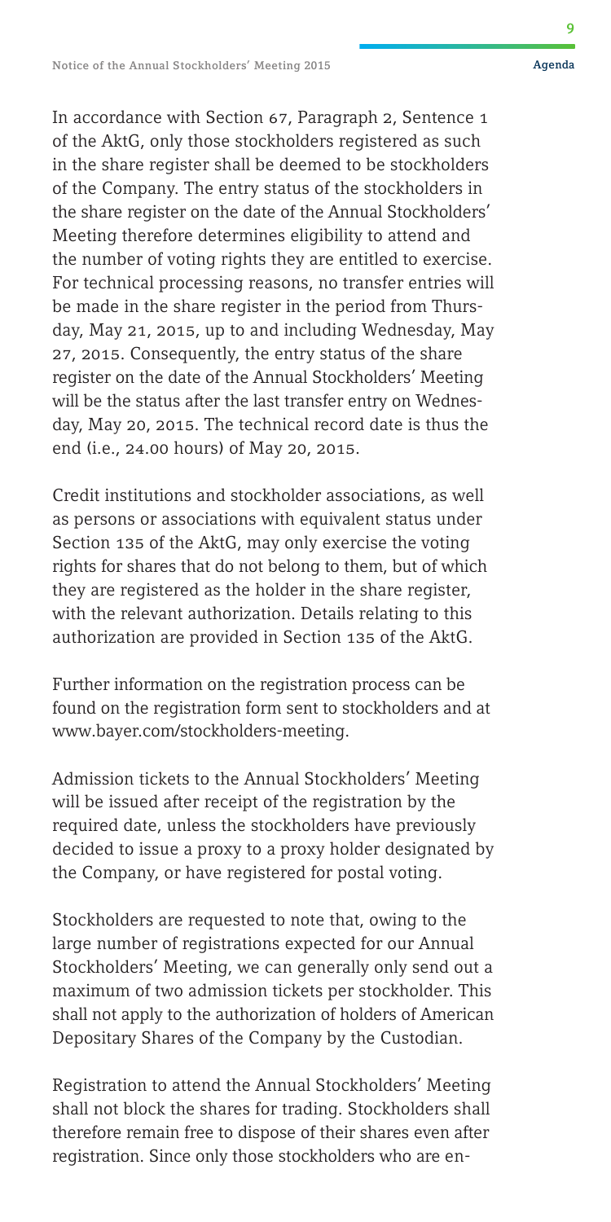In accordance with Section 67, Paragraph 2, Sentence 1 of the AktG, only those stockholders registered as such in the share register shall be deemed to be stockholders of the Company. The entry status of the stockholders in the share register on the date of the Annual Stockholders' Meeting therefore determines eligibility to attend and the number of voting rights they are entitled to exercise. For technical processing reasons, no transfer entries will be made in the share register in the period from Thursday, May 21, 2015, up to and including Wednesday, May 27, 2015. Consequently, the entry status of the share register on the date of the Annual Stockholders' Meeting will be the status after the last transfer entry on Wednesday, May 20, 2015. The technical record date is thus the end (i.e., 24.00 hours) of May 20, 2015.

Credit institutions and stockholder associations, as well as persons or associations with equivalent status under Section 135 of the AktG, may only exercise the voting rights for shares that do not belong to them, but of which they are registered as the holder in the share register, with the relevant authorization. Details relating to this authorization are provided in Section 135 of the AktG.

Further information on the registration process can be found on the registration form sent to stockholders and at www.bayer.com/stockholders-meeting.

Admission tickets to the Annual Stockholders' Meeting will be issued after receipt of the registration by the required date, unless the stockholders have previously decided to issue a proxy to a proxy holder designated by the Company, or have registered for postal voting.

Stockholders are requested to note that, owing to the large number of registrations expected for our Annual Stockholders' Meeting, we can generally only send out a maximum of two admission tickets per stockholder. This shall not apply to the authorization of holders of American Depositary Shares of the Company by the Custodian.

Registration to attend the Annual Stockholders' Meeting shall not block the shares for trading. Stockholders shall therefore remain free to dispose of their shares even after registration. Since only those stockholders who are en-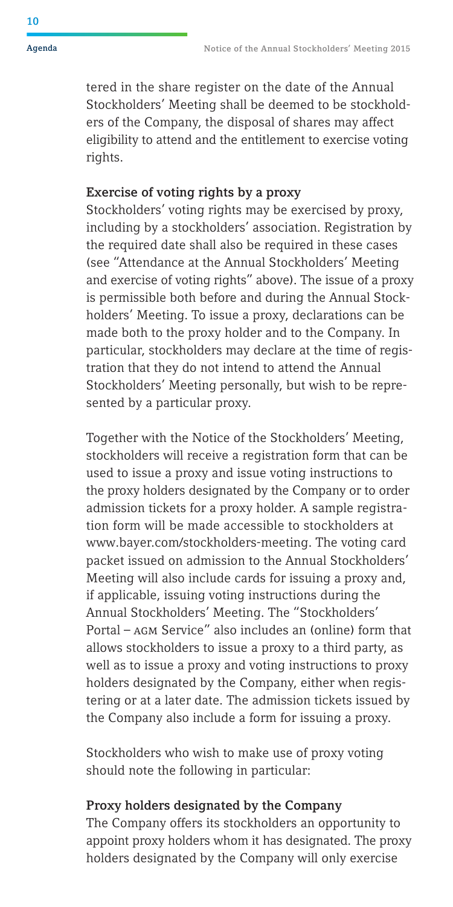tered in the share register on the date of the Annual Stockholders' Meeting shall be deemed to be stockholders of the Company, the disposal of shares may affect eligibility to attend and the entitlement to exercise voting rights.

### Exercise of voting rights by a proxy

Stockholders' voting rights may be exercised by proxy, including by a stockholders' association. Registration by the required date shall also be required in these cases (see "Attendance at the Annual Stockholders' Meeting and exercise of voting rights" above). The issue of a proxy is permissible both before and during the Annual Stockholders' Meeting. To issue a proxy, declarations can be made both to the proxy holder and to the Company. In particular, stockholders may declare at the time of registration that they do not intend to attend the Annual Stockholders' Meeting personally, but wish to be represented by a particular proxy.

Together with the Notice of the Stockholders' Meeting, stockholders will receive a registration form that can be used to issue a proxy and issue voting instructions to the proxy holders designated by the Company or to order admission tickets for a proxy holder. A sample registration form will be made accessible to stockholders at www.bayer.com/stockholders-meeting. The voting card packet issued on admission to the Annual Stockholders' Meeting will also include cards for issuing a proxy and, if applicable, issuing voting instructions during the Annual Stockholders' Meeting. The "Stockholders' Portal – AGM Service" also includes an (online) form that allows stockholders to issue a proxy to a third party, as well as to issue a proxy and voting instructions to proxy holders designated by the Company, either when registering or at a later date. The admission tickets issued by the Company also include a form for issuing a proxy.

Stockholders who wish to make use of proxy voting should note the following in particular:

### Proxy holders designated by the Company

The Company offers its stockholders an opportunity to appoint proxy holders whom it has designated. The proxy holders designated by the Company will only exercise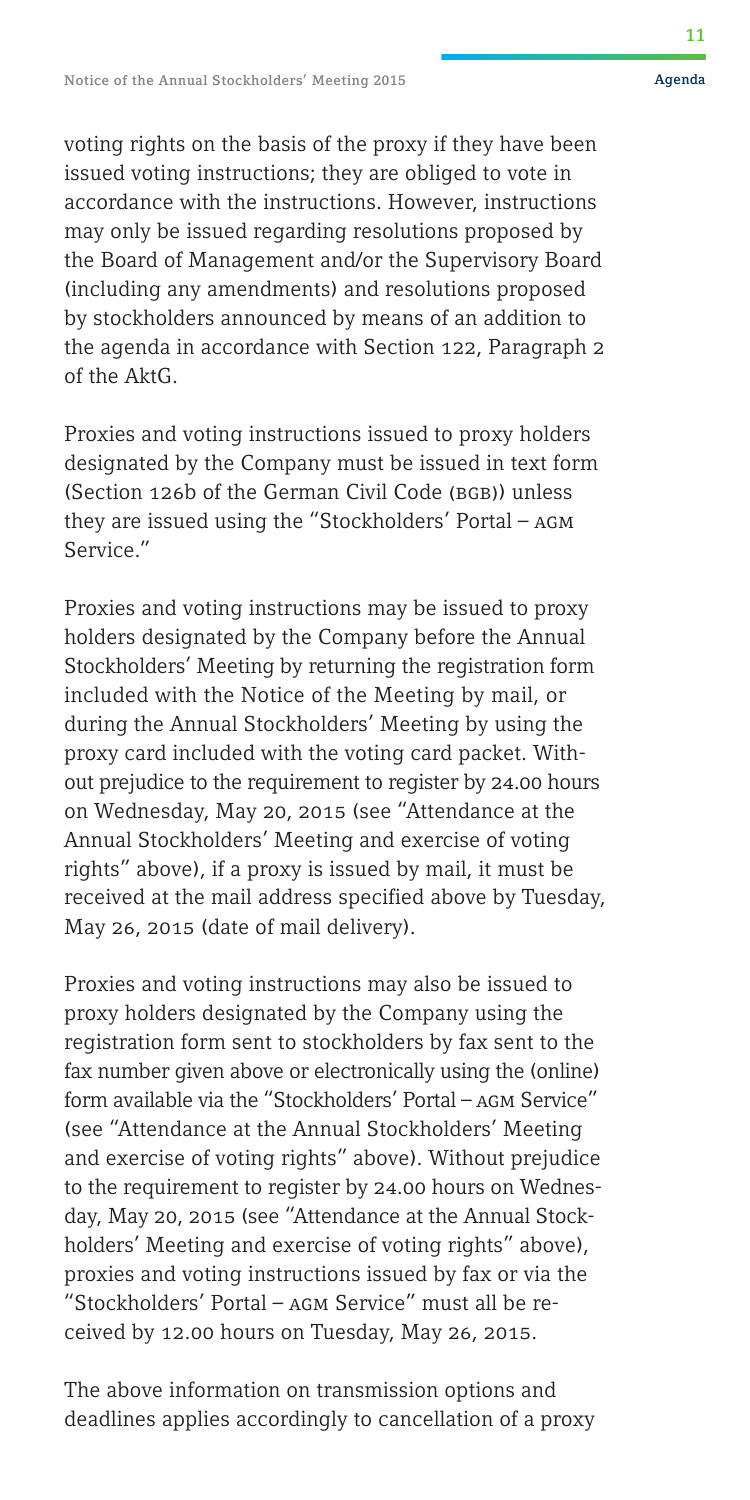voting rights on the basis of the proxy if they have been issued voting instructions; they are obliged to vote in accordance with the instructions. However, instructions may only be issued regarding resolutions proposed by the Board of Management and/or the Supervisory Board (including any amendments) and resolutions proposed by stockholders announced by means of an addition to the agenda in accordance with Section 122, Paragraph 2 of the AktG.

Proxies and voting instructions issued to proxy holders designated by the Company must be issued in text form (Section 126b of the German Civil Code (BGB)) unless they are issued using the "Stockholders' Portal – AGM Service."

Proxies and voting instructions may be issued to proxy holders designated by the Company before the Annual Stockholders' Meeting by returning the registration form included with the Notice of the Meeting by mail, or during the Annual Stockholders' Meeting by using the proxy card included with the voting card packet. Without prejudice to the requirement to register by 24.00 hours on Wednesday, May 20, 2015 (see "Attendance at the Annual Stockholders' Meeting and exercise of voting rights" above), if a proxy is issued by mail, it must be received at the mail address specified above by Tuesday, May 26, 2015 (date of mail delivery).

Proxies and voting instructions may also be issued to proxy holders designated by the Company using the registration form sent to stockholders by fax sent to the fax number given above or electronically using the (online) form available via the "Stockholders' Portal – AGM Service" (see "Attendance at the Annual Stockholders' Meeting and exercise of voting rights" above). Without prejudice to the requirement to register by 24.00 hours on Wednesday, May 20, 2015 (see "Attendance at the Annual Stockholders' Meeting and exercise of voting rights" above), proxies and voting instructions issued by fax or via the "Stockholders' Portal – AGM Service" must all be received by 12.00 hours on Tuesday, May 26, 2015.

The above information on transmission options and deadlines applies accordingly to cancellation of a proxy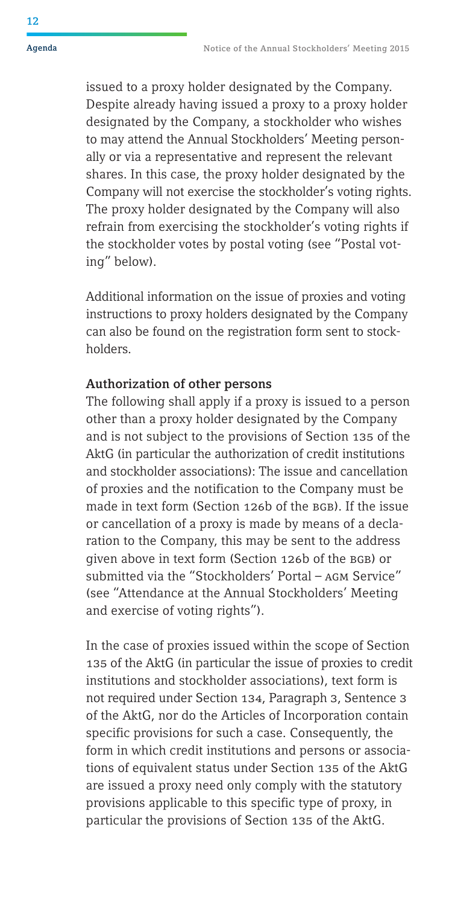issued to a proxy holder designated by the Company. Despite already having issued a proxy to a proxy holder designated by the Company, a stockholder who wishes to may attend the Annual Stockholders' Meeting personally or via a representative and represent the relevant shares. In this case, the proxy holder designated by the Company will not exercise the stockholder's voting rights. The proxy holder designated by the Company will also refrain from exercising the stockholder's voting rights if the stockholder votes by postal voting (see "Postal voting" below).

Additional information on the issue of proxies and voting instructions to proxy holders designated by the Company can also be found on the registration form sent to stockholders.

**Authorization of other persons**

The following shall apply if a proxy is issued to a person other than a proxy holder designated by the Company and is not subject to the provisions of Section 135 of the AktG (in particular the authorization of credit institutions and stockholder associations): The issue and cancellation of proxies and the notification to the Company must be made in text form (Section 126b of the BGB). If the issue or cancellation of a proxy is made by means of a declaration to the Company, this may be sent to the address given above in text form (Section 126b of the BGB) or submitted via the "Stockholders' Portal – AGM Service" (see "Attendance at the Annual Stockholders' Meeting and exercise of voting rights").

In the case of proxies issued within the scope of Section 135 of the AktG (in particular the issue of proxies to credit institutions and stockholder associations), text form is not required under Section 134, Paragraph 3, Sentence 3 of the AktG, nor do the Articles of Incorporation contain specific provisions for such a case. Consequently, the form in which credit institutions and persons or associations of equivalent status under Section 135 of the AktG are issued a proxy need only comply with the statutory provisions applicable to this specific type of proxy, in particular the provisions of Section 135 of the AktG.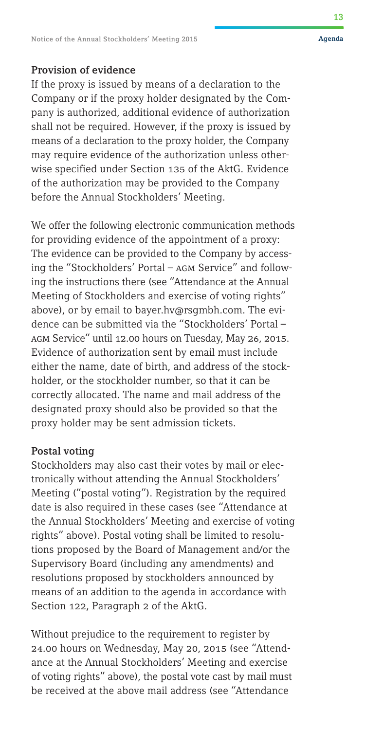### Provision of evidence

If the proxy is issued by means of a declaration to the Company or if the proxy holder designated by the Company is authorized, additional evidence of authorization shall not be required. However, if the proxy is issued by means of a declaration to the proxy holder, the Company may require evidence of the authorization unless otherwise specified under Section 135 of the AktG. Evidence of the authorization may be provided to the Company before the Annual Stockholders' Meeting.

We offer the following electronic communication methods for providing evidence of the appointment of a proxy: The evidence can be provided to the Company by accessing the "Stockholders' Portal – AGM Service" and following the instructions there (see "Attendance at the Annual Meeting of Stockholders and exercise of voting rights" above), or by email to bayer.hv@rsgmbh.com. The evidence can be submitted via the "Stockholders' Portal – AGM Service" until 12.00 hours on Tuesday, May 26, 2015. Evidence of authorization sent by email must include either the name, date of birth, and address of the stockholder, or the stockholder number, so that it can be correctly allocated. The name and mail address of the designated proxy should also be provided so that the proxy holder may be sent admission tickets.

### Postal voting

Stockholders may also cast their votes by mail or electronically without attending the Annual Stockholders' Meeting ("postal voting"). Registration by the required date is also required in these cases (see "Attendance at the Annual Stockholders' Meeting and exercise of voting rights" above). Postal voting shall be limited to resolutions proposed by the Board of Management and/or the Supervisory Board (including any amendments) and resolutions proposed by stockholders announced by means of an addition to the agenda in accordance with Section 122, Paragraph 2 of the AktG.

Without prejudice to the requirement to register by 24.00 hours on Wednesday, May 20, 2015 (see "Attendance at the Annual Stockholders' Meeting and exercise of voting rights" above), the postal vote cast by mail must be received at the above mail address (see "Attendance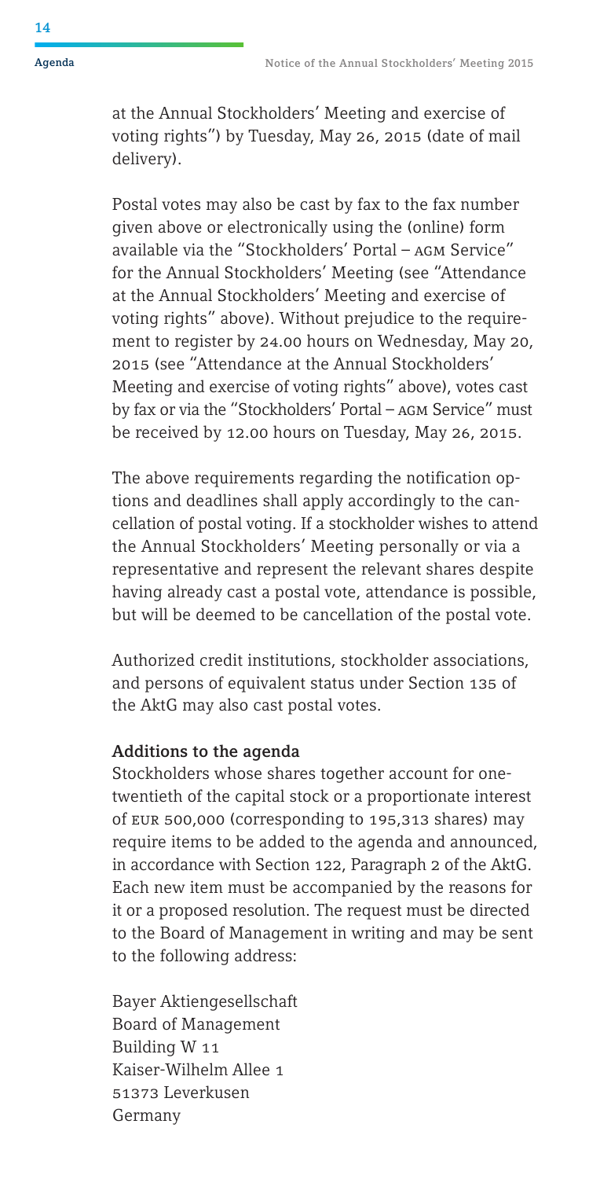at the Annual Stockholders' Meeting and exercise of voting rights") by Tuesday, May 26, 2015 (date of mail delivery).

Postal votes may also be cast by fax to the fax number given above or electronically using the (online) form available via the "Stockholders' Portal – AGM Service" for the Annual Stockholders' Meeting (see "Attendance at the Annual Stockholders' Meeting and exercise of voting rights" above). Without prejudice to the requirement to register by 24.00 hours on Wednesday, May 20, 2015 (see "Attendance at the Annual Stockholders' Meeting and exercise of voting rights" above), votes cast by fax or via the "Stockholders' Portal – AGM Service" must be received by 12.00 hours on Tuesday, May 26, 2015.

The above requirements regarding the notification options and deadlines shall apply accordingly to the cancellation of postal voting. If a stockholder wishes to attend the Annual Stockholders' Meeting personally or via a representative and represent the relevant shares despite having already cast a postal vote, attendance is possible, but will be deemed to be cancellation of the postal vote.

Authorized credit institutions, stockholder associations, and persons of equivalent status under Section 135 of the AktG may also cast postal votes.

**Additions to the agenda**

Stockholders whose shares together account for one-twentieth of the capital stock or a proportionate interest of EUR 500,000 (corresponding to 195,313 shares) may require items to be added to the agenda and announced, in accordance with Section 122, Paragraph 2 of the AktG. Each new item must be accompanied by the reasons for it or a proposed resolution. The request must be directed to the Board of Management in writing and may be sent to the following address:

Bayer Aktiengesellschaft  
Board of Management  
Building W 11  
Kaiser-Wilhelm Allee 1  
51373 Leverkusen  
Germany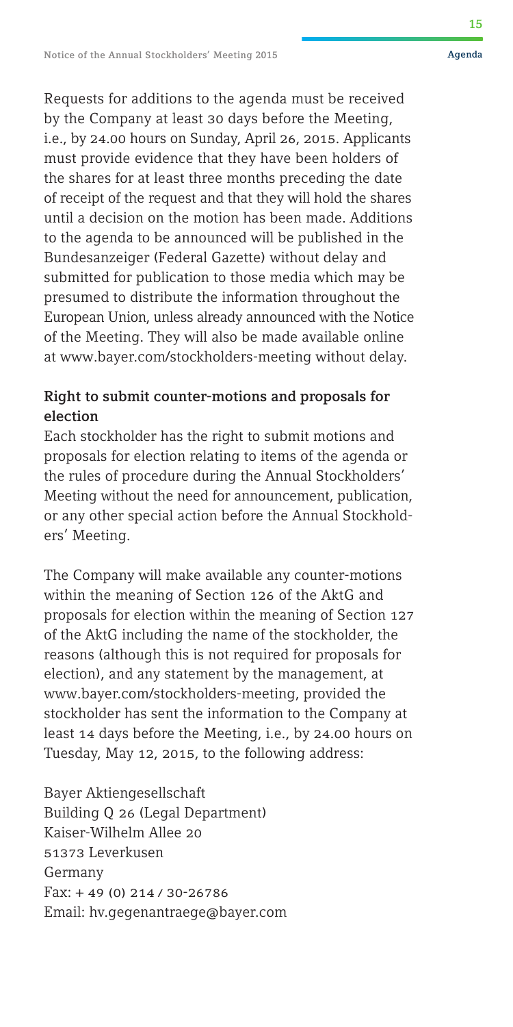Requests for additions to the agenda must be received by the Company at least 30 days before the Meeting, i.e., by 24.00 hours on Sunday, April 26, 2015. Applicants must provide evidence that they have been holders of the shares for at least three months preceding the date of receipt of the request and that they will hold the shares until a decision on the motion has been made. Additions to the agenda to be announced will be published in the Bundesanzeiger (Federal Gazette) without delay and submitted for publication to those media which may be presumed to distribute the information throughout the European Union, unless already announced with the Notice of the Meeting. They will also be made available online at www.bayer.com/stockholders-meeting without delay.

### Right to submit counter-motions and proposals for election

Each stockholder has the right to submit motions and proposals for election relating to items of the agenda or the rules of procedure during the Annual Stockholders' Meeting without the need for announcement, publication, or any other special action before the Annual Stockholders' Meeting.

The Company will make available any counter-motions within the meaning of Section 126 of the AktG and proposals for election within the meaning of Section 127 of the AktG including the name of the stockholder, the reasons (although this is not required for proposals for election), and any statement by the management, at www.bayer.com/stockholders-meeting, provided the stockholder has sent the information to the Company at least 14 days before the Meeting, i.e., by 24.00 hours on Tuesday, May 12, 2015, to the following address:

Bayer Aktiengesellschaft
Building Q 26 (Legal Department)
Kaiser-Wilhelm Allee 20
51373 Leverkusen
Germany
Fax: + 49 (0) 214 / 30-26786
Email: hv.gegenantraege@bayer.com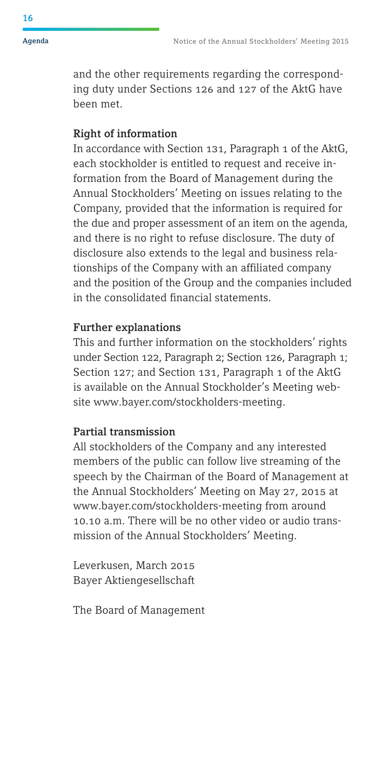and the other requirements regarding the corresponding duty under Sections 126 and 127 of the AktG have been met.

**Right of information**

In accordance with Section 131, Paragraph 1 of the AktG, each stockholder is entitled to request and receive information from the Board of Management during the Annual Stockholders' Meeting on issues relating to the Company, provided that the information is required for the due and proper assessment of an item on the agenda, and there is no right to refuse disclosure. The duty of disclosure also extends to the legal and business relationships of the Company with an affiliated company and the position of the Group and the companies included in the consolidated financial statements.

**Further explanations**

This and further information on the stockholders' rights under Section 122, Paragraph 2; Section 126, Paragraph 1; Section 127; and Section 131, Paragraph 1 of the AktG is available on the Annual Stockholder's Meeting website www.bayer.com/stockholders-meeting.

**Partial transmission**

All stockholders of the Company and any interested members of the public can follow live streaming of the speech by the Chairman of the Board of Management at the Annual Stockholders' Meeting on May 27, 2015 at www.bayer.com/stockholders-meeting from around 10.10 a.m. There will be no other video or audio transmission of the Annual Stockholders' Meeting.

Leverkusen, March 2015
Bayer Aktiengesellschaft

The Board of Management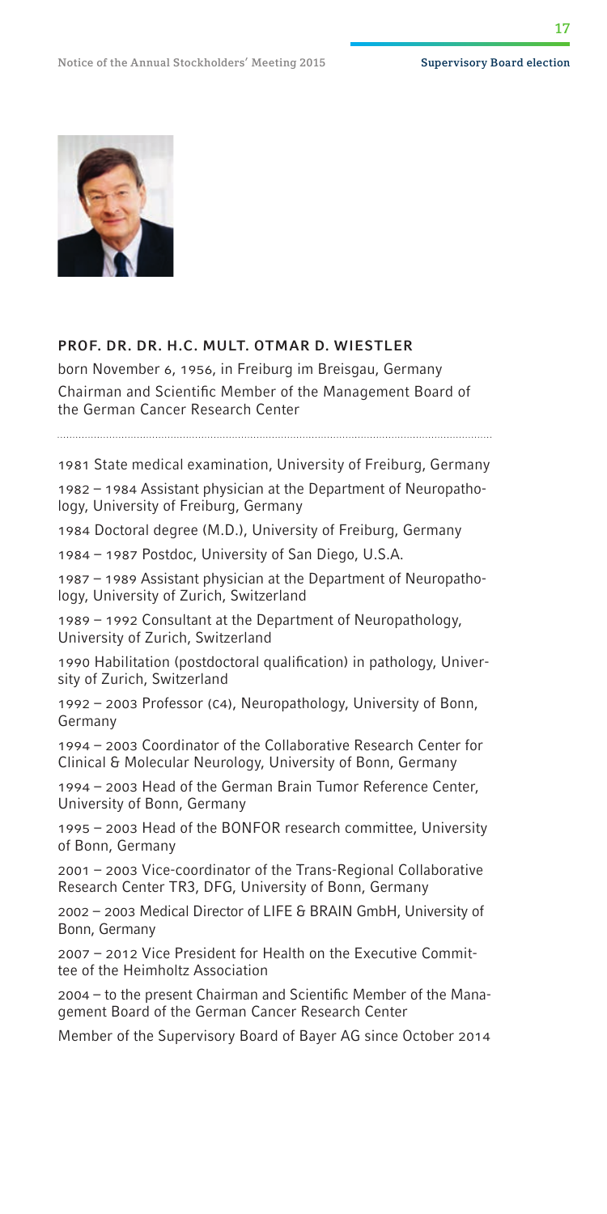## PROF. DR. DR. H.C. MULT. OTMAR D. WIESTLER

born November 6, 1956, in Freiburg im Breisgau, Germany

Chairman and Scientific Member of the Management Board of the German Cancer Research Center

1981 State medical examination, University of Freiburg, Germany

1982 – 1984 Assistant physician at the Department of Neuropathology, University of Freiburg, Germany

1984 Doctoral degree (M.D.), University of Freiburg, Germany

1984 – 1987 Postdoc, University of San Diego, U.S.A.

1987 – 1989 Assistant physician at the Department of Neuropathology, University of Zurich, Switzerland

1989 – 1992 Consultant at the Department of Neuropathology, University of Zurich, Switzerland

1990 Habilitation (postdoctoral qualification) in pathology, University of Zurich, Switzerland

1992 – 2003 Professor (C4), Neuropathology, University of Bonn, Germany

1994 – 2003 Coordinator of the Collaborative Research Center for Clinical & Molecular Neurology, University of Bonn, Germany

1994 – 2003 Head of the German Brain Tumor Reference Center, University of Bonn, Germany

1995 – 2003 Head of the BONFOR research committee, University of Bonn, Germany

2001 – 2003 Vice-coordinator of the Trans-Regional Collaborative Research Center TR3, DFG, University of Bonn, Germany

2002 – 2003 Medical Director of LIFE & BRAIN GmbH, University of Bonn, Germany

2007 – 2012 Vice President for Health on the Executive Committee of the Heimholtz Association

2004 – to the present Chairman and Scientific Member of the Management Board of the German Cancer Research Center

Member of the Supervisory Board of Bayer AG since October 2014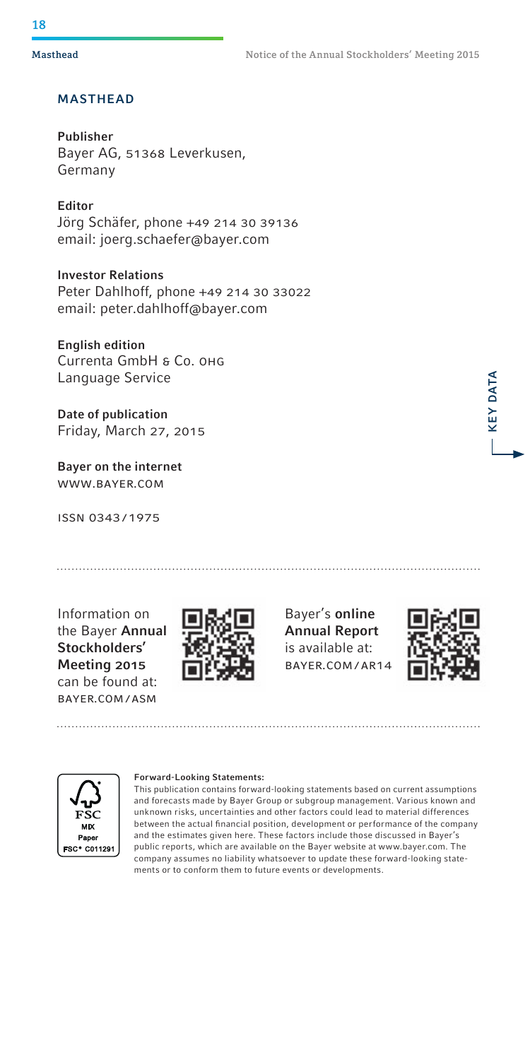## MASTHEAD

**Publisher**
Bayer AG, 51368 Leverkusen, Germany

**Editor**
Jörg Schäfer, phone +49 214 30 39136
email: joerg.schaefer@bayer.com

**Investor Relations**
Peter Dahlhoff, phone +49 214 30 33022
email: peter.dahlhoff@bayer.com

**English edition**
Currenta GmbH & Co. OHG
Language Service

**Date of publication**
Friday, March 27, 2015

**Bayer on the internet**
WWW.BAYER.COM

ISSN 0343/1975

KEY DATA

Information on the Bayer **Annual Stockholders' Meeting 2015** can be found at: BAYER.COM/ASM

Bayer's **online Annual Report** is available at: BAYER.COM/AR14

FSC MIX Paper FSC® C011291

**Forward-Looking Statements:**
This publication contains forward-looking statements based on current assumptions and forecasts made by Bayer Group or subgroup management. Various known and unknown risks, uncertainties and other factors could lead to material differences between the actual financial position, development or performance of the company and the estimates given here. These factors include those discussed in Bayer's public reports, which are available on the Bayer website at www.bayer.com. The company assumes no liability whatsoever to update these forward-looking statements or to conform them to future events or developments.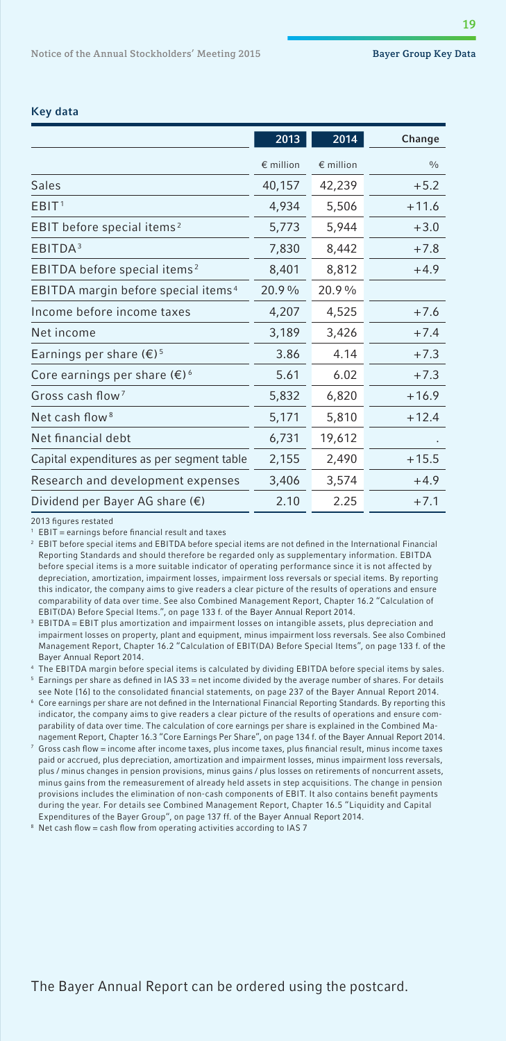## Key data

| | 2013 | 2014 | Change |
|---|---|---|---|
| | € million | € million | % |
| Sales | 40,157 | 42,239 | +5.2 |
| EBIT[1] | 4,934 | 5,506 | +11.6 |
| EBIT before special items[2] | 5,773 | 5,944 | +3.0 |
| EBITDA[3] | 7,830 | 8,442 | +7.8 |
| EBITDA before special items[2] | 8,401 | 8,812 | +4.9 |
| EBITDA margin before special items[4] | 20.9 % | 20.9 % | |
| Income before income taxes | 4,207 | 4,525 | +7.6 |
| Net income | 3,189 | 3,426 | +7.4 |
| Earnings per share (€)[5] | 3.86 | 4.14 | +7.3 |
| Core earnings per share (€)[6] | 5.61 | 6.02 | +7.3 |
| Gross cash flow[7] | 5,832 | 6,820 | +16.9 |
| Net cash flow[8] | 5,171 | 5,810 | +12.4 |
| Net financial debt | 6,731 | 19,612 | . |
| Capital expenditures as per segment table | 2,155 | 2,490 | +15.5 |
| Research and development expenses | 3,406 | 3,574 | +4.9 |
| Dividend per Bayer AG share (€) | 2.10 | 2.25 | +7.1 |

2013 figures restated

[1] EBIT = earnings before financial result and taxes

[2] EBIT before special items and EBITDA before special items are not defined in the International Financial Reporting Standards and should therefore be regarded only as supplementary information. EBITDA before special items is a more suitable indicator of operating performance since it is not affected by depreciation, amortization, impairment losses, impairment loss reversals or special items. By reporting this indicator, the company aims to give readers a clear picture of the results of operations and ensure comparability of data over time. See also Combined Management Report, Chapter 16.2 "Calculation of EBIT(DA) Before Special Items.", on page 133 f. of the Bayer Annual Report 2014.

[3] EBITDA = EBIT plus amortization and impairment losses on intangible assets, plus depreciation and impairment losses on property, plant and equipment, minus impairment loss reversals. See also Combined Management Report, Chapter 16.2 "Calculation of EBIT(DA) Before Special Items", on page 133 f. of the Bayer Annual Report 2014.

[4] The EBITDA margin before special items is calculated by dividing EBITDA before special items by sales.

[5] Earnings per share as defined in IAS 33 = net income divided by the average number of shares. For details see Note [16] to the consolidated financial statements, on page 237 of the Bayer Annual Report 2014.

[6] Core earnings per share are not defined in the International Financial Reporting Standards. By reporting this indicator, the company aims to give readers a clear picture of the results of operations and ensure comparability of data over time. The calculation of core earnings per share is explained in the Combined Management Report, Chapter 16.3 "Core Earnings Per Share", on page 134 f. of the Bayer Annual Report 2014.

[7] Gross cash flow = income after income taxes, plus income taxes, plus financial result, minus income taxes paid or accrued, plus depreciation, amortization and impairment losses, minus impairment loss reversals, plus / minus changes in pension provisions, minus gains / plus losses on retirements of noncurrent assets, minus gains from the remeasurement of already held assets in step acquisitions. The change in pension provisions includes the elimination of non-cash components of EBIT. It also contains benefit payments during the year. For details see Combined Management Report, Chapter 16.5 "Liquidity and Capital Expenditures of the Bayer Group", on page 137 ff. of the Bayer Annual Report 2014.

[8] Net cash flow = cash flow from operating activities according to IAS 7

The Bayer Annual Report can be ordered using the postcard.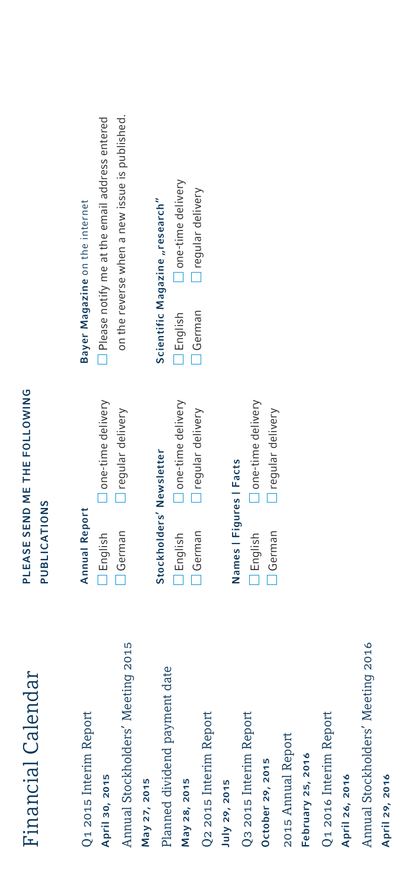# Financial Calendar

Q1 2015 Interim Report
**April 30, 2015**

Annual Stockholders' Meeting 2015
**May 27, 2015**

Planned dividend payment date
**May 28, 2015**

Q2 2015 Interim Report
**July 29, 2015**

Q3 2015 Interim Report
**October 29, 2015**

2015 Annual Report
**February 25, 2016**

Q1 2016 Interim Report
**April 26, 2016**

Annual Stockholders' Meeting 2016
**April 29, 2016**

## PLEASE SEND ME THE FOLLOWING PUBLICATIONS

**Annual Report**

- ☐ English ☐ one-time delivery
- ☐ German ☐ regular delivery

**Stockholders' Newsletter**

- ☐ English ☐ one-time delivery
- ☐ German ☐ regular delivery

**Names | Figures | Facts**

- ☐ English ☐ one-time delivery
- ☐ German ☐ regular delivery

**Bayer Magazine** on the internet

- ☐ Please notify me at the email address entered on the reverse when a new issue is published.

**Scientific Magazine „research"**

- ☐ English ☐ one-time delivery
- ☐ German ☐ regular delivery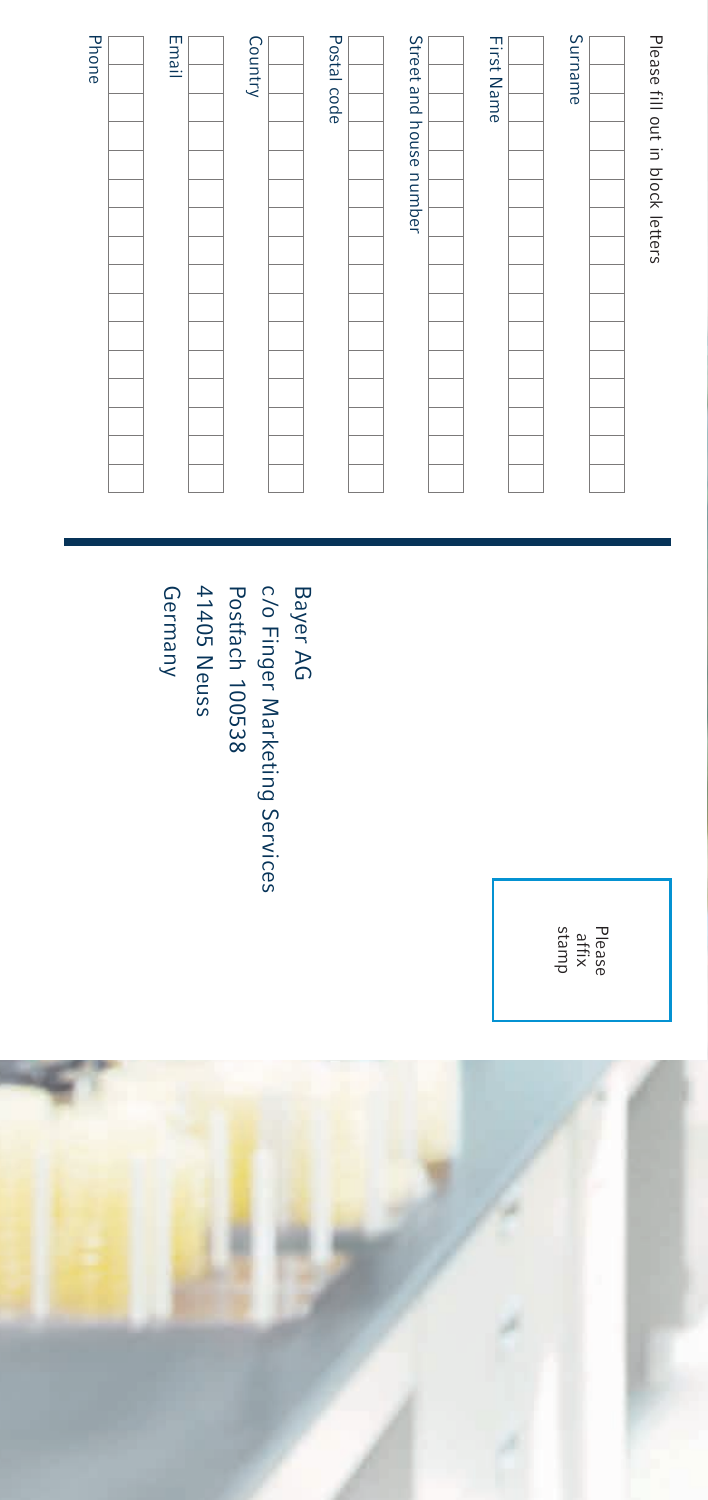Please fill out in block letters

Surname

First Name

Street and house number

Postal code

Country

Email

Phone

Please affix stamp

Bayer AG
c/o Finger Marketing Services
Postfach 100538
41405 Neuss
Germany